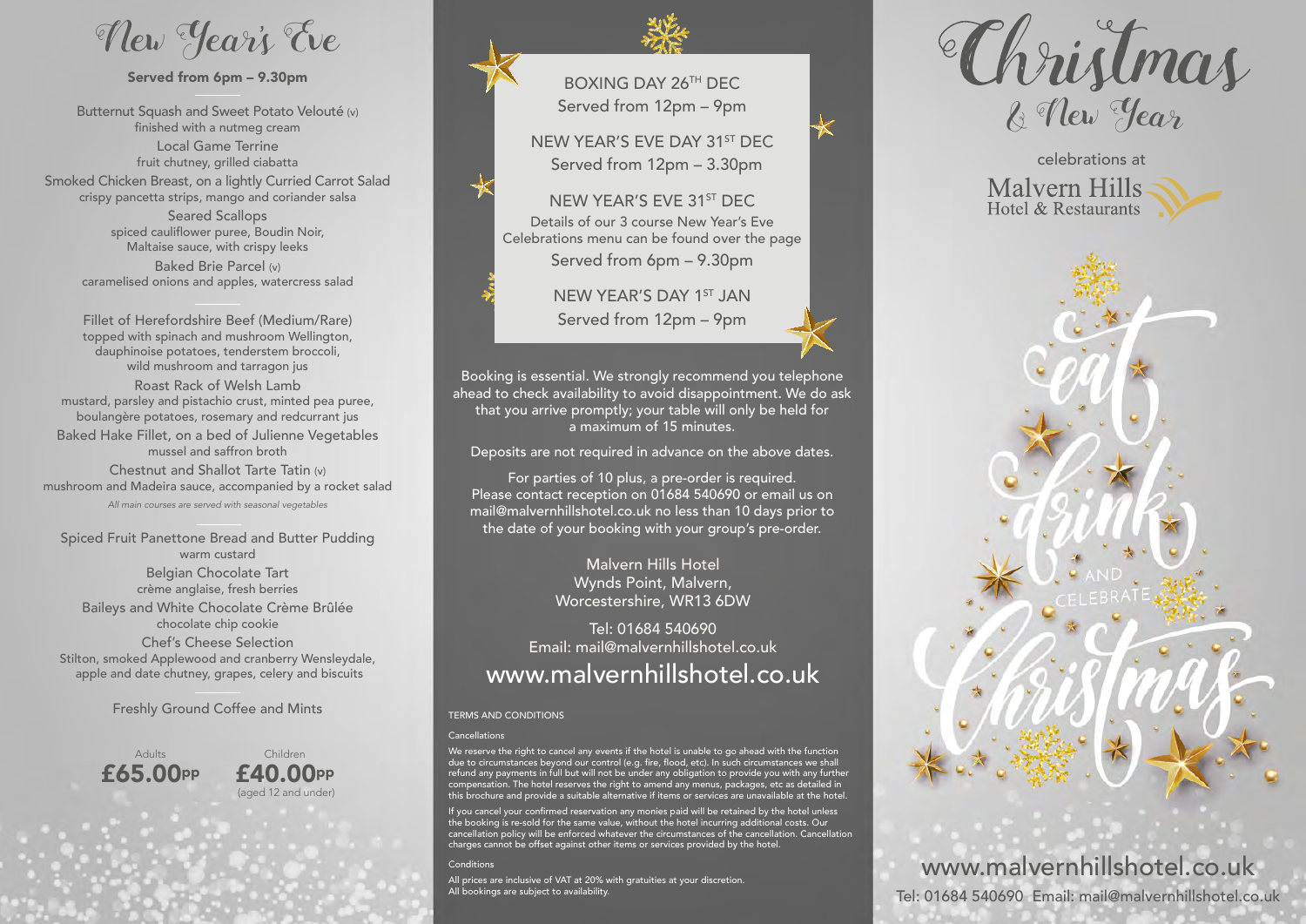# New Year's Eve

**Served from 6pm – 9.30pm**

Butternut Squash and Sweet Potato Velouté (v)
finished with a nutmeg cream

Local Game Terrine
fruit chutney, grilled ciabatta

Smoked Chicken Breast, on a lightly Curried Carrot Salad
crispy pancetta strips, mango and coriander salsa

Seared Scallops
spiced cauliflower puree, Boudin Noir, Maltaise sauce, with crispy leeks

Baked Brie Parcel (v)
caramelised onions and apples, watercress salad

---

Fillet of Herefordshire Beef (Medium/Rare)
topped with spinach and mushroom Wellington, dauphinoise potatoes, tenderstem broccoli, wild mushroom and tarragon jus

Roast Rack of Welsh Lamb
mustard, parsley and pistachio crust, minted pea puree, boulangère potatoes, rosemary and redcurrant jus

Baked Hake Fillet, on a bed of Julienne Vegetables
mussel and saffron broth

Chestnut and Shallot Tarte Tatin (v)
mushroom and Madeira sauce, accompanied by a rocket salad

*All main courses are served with seasonal vegetables*

---

Spiced Fruit Panettone Bread and Butter Pudding
warm custard

Belgian Chocolate Tart
crème anglaise, fresh berries

Baileys and White Chocolate Crème Brûlée
chocolate chip cookie

Chef's Cheese Selection
Stilton, smoked Applewood and cranberry Wensleydale, apple and date chutney, grapes, celery and biscuits

---

Freshly Ground Coffee and Mints

Adults **£65.00PP**

Children **£40.00PP** (aged 12 and under)

BOXING DAY 26TH DEC
Served from 12pm – 9pm

NEW YEAR'S EVE DAY 31ST DEC
Served from 12pm – 3.30pm

NEW YEAR'S EVE 31ST DEC
Details of our 3 course New Year's Eve Celebrations menu can be found over the page
Served from 6pm – 9.30pm

NEW YEAR'S DAY 1ST JAN
Served from 12pm – 9pm

Booking is essential. We strongly recommend you telephone ahead to check availability to avoid disappointment. We do ask that you arrive promptly; your table will only be held for a maximum of 15 minutes.

Deposits are not required in advance on the above dates.

For parties of 10 plus, a pre-order is required. Please contact reception on 01684 540690 or email us on mail@malvernhillshotel.co.uk no less than 10 days prior to the date of your booking with your group's pre-order.

Malvern Hills Hotel
Wynds Point, Malvern,
Worcestershire, WR13 6DW

Tel: 01684 540690
Email: mail@malvernhillshotel.co.uk

www.malvernhillshotel.co.uk

TERMS AND CONDITIONS

Cancellations

We reserve the right to cancel any events if the hotel is unable to go ahead with the function due to circumstances beyond our control (e.g. fire, flood, etc). In such circumstances we shall refund any payments in full but will not be under any obligation to provide you with any further compensation. The hotel reserves the right to amend any menus, packages, etc as detailed in this brochure and provide a suitable alternative if items or services are unavailable at the hotel.

If you cancel your confirmed reservation any monies paid will be retained by the hotel unless the booking is re-sold for the same value, without the hotel incurring additional costs. Our cancellation policy will be enforced whatever the circumstances of the cancellation. Cancellation charges cannot be offset against other items or services provided by the hotel.

Conditions

All prices are inclusive of VAT at 20% with gratuities at your discretion.
All bookings are subject to availability.

# Christmas & New Year

celebrations at
Malvern Hills Hotel & Restaurants

eat drink AND CELEBRATE Christmas

www.malvernhillshotel.co.uk
Tel: 01684 540690 Email: mail@malvernhillshotel.co.uk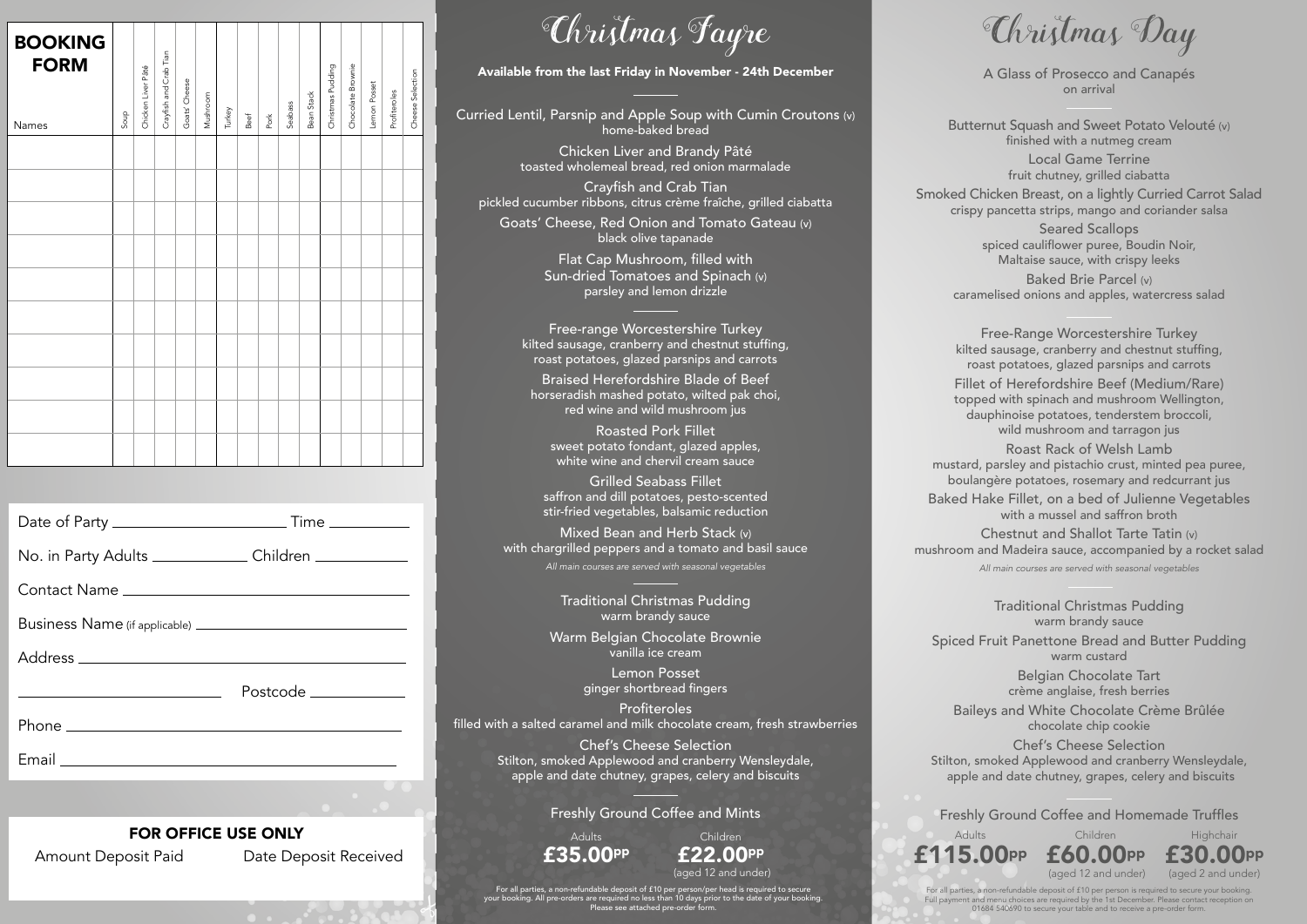# BOOKING FORM

| Names | Soup | Chicken Liver Pâté | Crayfish and Crab Tian | Goats' Cheese | Mushroom | Turkey | Beef | Pork | Seabass | Bean Stack | Christmas Pudding | Chocolate Brownie | Lemon Posset | Profiteroles | Cheese Selection |
|---|---|---|---|---|---|---|---|---|---|---|---|---|---|---|---|
| | | | | | | | | | | | | | | | |
| | | | | | | | | | | | | | | | |
| | | | | | | | | | | | | | | | |
| | | | | | | | | | | | | | | | |
| | | | | | | | | | | | | | | | |
| | | | | | | | | | | | | | | | |
| | | | | | | | | | | | | | | | |
| | | | | | | | | | | | | | | | |
| | | | | | | | | | | | | | | | |
| | | | | | | | | | | | | | | | |

Date of Party ______________________ Time __________

No. in Party Adults ____________ Children ____________

Contact Name ______________________________

Business Name (if applicable) ______________________________

Address ______________________________

______________________ Postcode ____________

Phone ______________________________

Email ______________________________

**FOR OFFICE USE ONLY**

Amount Deposit Paid | Date Deposit Received

# Christmas Fayre

**Available from the last Friday in November - 24th December**

Curried Lentil, Parsnip and Apple Soup with Cumin Croutons (v)
home-baked bread

Chicken Liver and Brandy Pâté
toasted wholemeal bread, red onion marmalade

Crayfish and Crab Tian
pickled cucumber ribbons, citrus crème fraîche, grilled ciabatta

Goats' Cheese, Red Onion and Tomato Gateau (v)
black olive tapanade

Flat Cap Mushroom, filled with Sun-dried Tomatoes and Spinach (v)
parsley and lemon drizzle

---

Free-range Worcestershire Turkey
kilted sausage, cranberry and chestnut stuffing, roast potatoes, glazed parsnips and carrots

Braised Herefordshire Blade of Beef
horseradish mashed potato, wilted pak choi, red wine and wild mushroom jus

Roasted Pork Fillet
sweet potato fondant, glazed apples, white wine and chervil cream sauce

Grilled Seabass Fillet
saffron and dill potatoes, pesto-scented stir-fried vegetables, balsamic reduction

Mixed Bean and Herb Stack (v)
with chargrilled peppers and a tomato and basil sauce

*All main courses are served with seasonal vegetables*

---

Traditional Christmas Pudding
warm brandy sauce

Warm Belgian Chocolate Brownie
vanilla ice cream

Lemon Posset
ginger shortbread fingers

Profiteroles
filled with a salted caramel and milk chocolate cream, fresh strawberries

Chef's Cheese Selection
Stilton, smoked Applewood and cranberry Wensleydale, apple and date chutney, grapes, celery and biscuits

---

Freshly Ground Coffee and Mints

Adults **£35.00PP**

Children **£22.00PP** (aged 12 and under)

For all parties, a non-refundable deposit of £10 per person/per head is required to secure your booking. All pre-orders are required no less than 10 days prior to the date of your booking. Please see attached pre-order form.

# Christmas Day

A Glass of Prosecco and Canapés
on arrival

---

Butternut Squash and Sweet Potato Velouté (v)
finished with a nutmeg cream

Local Game Terrine
fruit chutney, grilled ciabatta

Smoked Chicken Breast, on a lightly Curried Carrot Salad
crispy pancetta strips, mango and coriander salsa

Seared Scallops
spiced cauliflower puree, Boudin Noir, Maltaise sauce, with crispy leeks

Baked Brie Parcel (v)
caramelised onions and apples, watercress salad

---

Free-Range Worcestershire Turkey
kilted sausage, cranberry and chestnut stuffing, roast potatoes, glazed parsnips and carrots

Fillet of Herefordshire Beef (Medium/Rare)
topped with spinach and mushroom Wellington, dauphinoise potatoes, tenderstem broccoli, wild mushroom and tarragon jus

Roast Rack of Welsh Lamb
mustard, parsley and pistachio crust, minted pea puree, boulangère potatoes, rosemary and redcurrant jus

Baked Hake Fillet, on a bed of Julienne Vegetables
with a mussel and saffron broth

Chestnut and Shallot Tarte Tatin (v)
mushroom and Madeira sauce, accompanied by a rocket salad

*All main courses are served with seasonal vegetables*

---

Traditional Christmas Pudding
warm brandy sauce

Spiced Fruit Panettone Bread and Butter Pudding
warm custard

Belgian Chocolate Tart
crème anglaise, fresh berries

Baileys and White Chocolate Crème Brûlée
chocolate chip cookie

Chef's Cheese Selection
Stilton, smoked Applewood and cranberry Wensleydale, apple and date chutney, grapes, celery and biscuits

---

Freshly Ground Coffee and Homemade Truffles

Adults **£115.00PP**

Children **£60.00PP** (aged 12 and under)

Highchair **£30.00PP** (aged 2 and under)

For all parties, a non-refundable deposit of £10 per person is required to secure your booking. Full payment and menu choices are required by the 1st December. Please contact reception on 01684 540690 to secure your table and to receive a pre-order form.